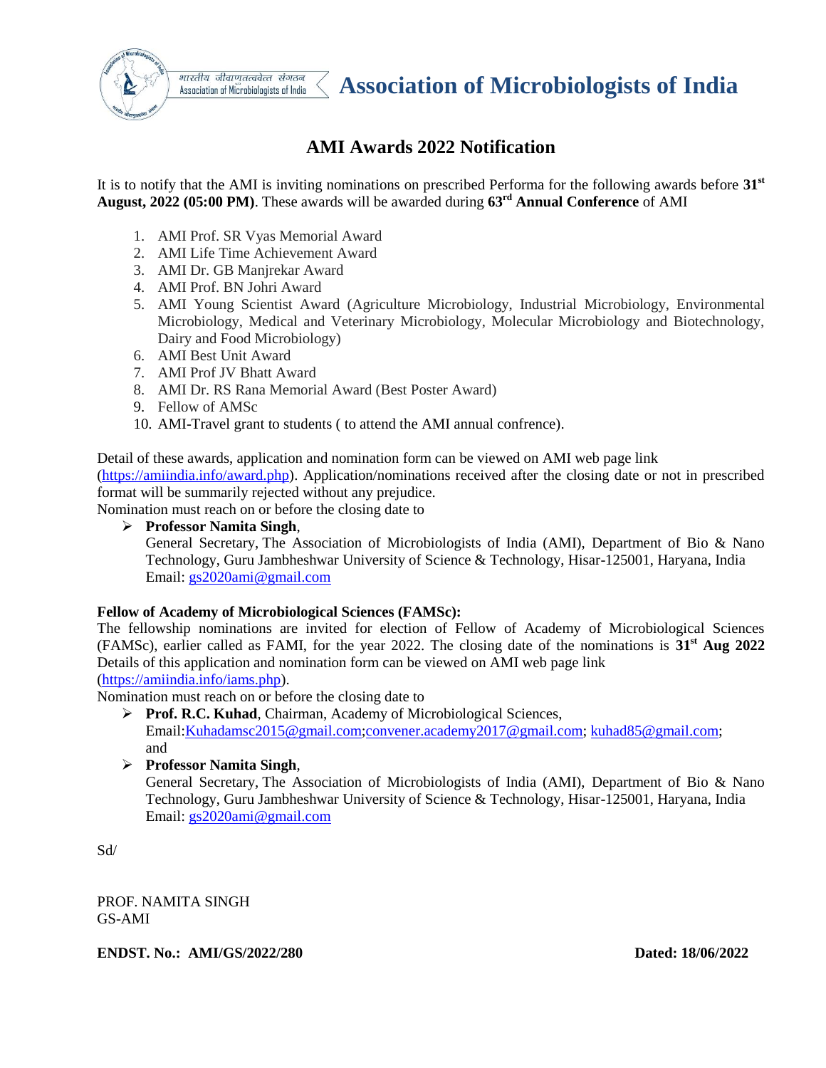भारतीय जीवाणुतत्ववेत्त संगठन
Association of Microbiologists of India

# Association of Microbiologists of India

## AMI Awards 2022 Notification

It is to notify that the AMI is inviting nominations on prescribed Performa for the following awards before **31st August, 2022 (05:00 PM)**. These awards will be awarded during **63rd Annual Conference** of AMI

1. AMI Prof. SR Vyas Memorial Award
2. AMI Life Time Achievement Award
3. AMI Dr. GB Manjrekar Award
4. AMI Prof. BN Johri Award
5. AMI Young Scientist Award (Agriculture Microbiology, Industrial Microbiology, Environmental Microbiology, Medical and Veterinary Microbiology, Molecular Microbiology and Biotechnology, Dairy and Food Microbiology)
6. AMI Best Unit Award
7. AMI Prof JV Bhatt Award
8. AMI Dr. RS Rana Memorial Award (Best Poster Award)
9. Fellow of AMSc
10. AMI-Travel grant to students ( to attend the AMI annual confrence).

Detail of these awards, application and nomination form can be viewed on AMI web page link (https://amiindia.info/award.php). Application/nominations received after the closing date or not in prescribed format will be summarily rejected without any prejudice.

Nomination must reach on or before the closing date to

- **Professor Namita Singh**,
  General Secretary, The Association of Microbiologists of India (AMI), Department of Bio & Nano Technology, Guru Jambheshwar University of Science & Technology, Hisar-125001, Haryana, India
  Email: gs2020ami@gmail.com

**Fellow of Academy of Microbiological Sciences (FAMSc):**

The fellowship nominations are invited for election of Fellow of Academy of Microbiological Sciences (FAMSc), earlier called as FAMI, for the year 2022. The closing date of the nominations is **31st Aug 2022** Details of this application and nomination form can be viewed on AMI web page link (https://amiindia.info/iams.php).

Nomination must reach on or before the closing date to

- **Prof. R.C. Kuhad**, Chairman, Academy of Microbiological Sciences,
  Email:Kuhadamsc2015@gmail.com;convener.academy2017@gmail.com; kuhad85@gmail.com; and
- **Professor Namita Singh**,
  General Secretary, The Association of Microbiologists of India (AMI), Department of Bio & Nano Technology, Guru Jambheshwar University of Science & Technology, Hisar-125001, Haryana, India
  Email: gs2020ami@gmail.com

Sd/

PROF. NAMITA SINGH
GS-AMI

**ENDST. No.: AMI/GS/2022/280** **Dated: 18/06/2022**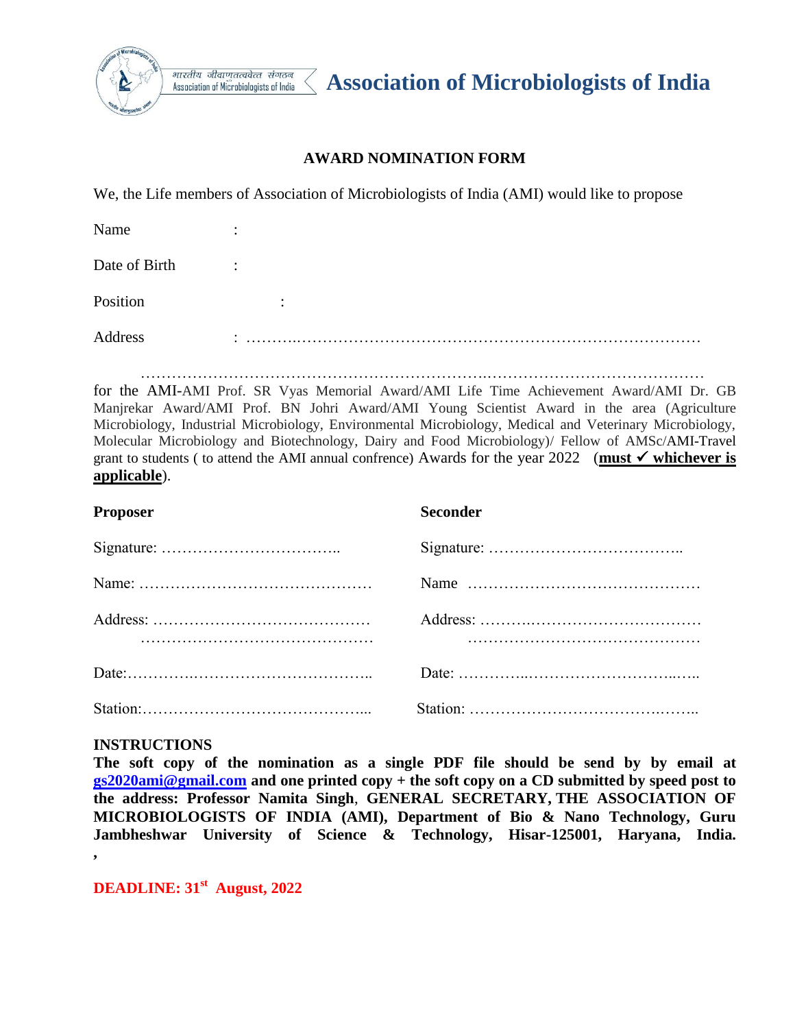भारतीय जीवाणुतत्ववेत्त संगठन
Association of Microbiologists of India

# Association of Microbiologists of India

## AWARD NOMINATION FORM

We, the Life members of Association of Microbiologists of India (AMI) would like to propose

Name :

Date of Birth :

Position :

Address : ……………………………………………………………………………………

………………………………………………………………………………………………………

for the AMI-AMI Prof. SR Vyas Memorial Award/AMI Life Time Achievement Award/AMI Dr. GB Manjrekar Award/AMI Prof. BN Johri Award/AMI Young Scientist Award in the area (Agriculture Microbiology, Industrial Microbiology, Environmental Microbiology, Medical and Veterinary Microbiology, Molecular Microbiology and Biotechnology, Dairy and Food Microbiology)/ Fellow of AMSc/AMI-Travel grant to students ( to attend the AMI annual confrence) Awards for the year 2022 (**must ✓ whichever is applicable**).

| **Proposer** | **Seconder** |
|---|---|
| Signature: …………………………….. | Signature: ……………………………….. |
| Name: ……………………………………… | Name ……………………………………… |
| Address: …………………………………… ……………………………………… | Address: ……………………………………… ……………………………………… |
| Date:………….…………………………….. | Date: …………..…………………………….. |
| Station:……………………………………... | Station: ……………………………………... |

**INSTRUCTIONS**

**The soft copy of the nomination as a single PDF file should be send by by email at gs2020ami@gmail.com and one printed copy + the soft copy on a CD submitted by speed post to the address: Professor Namita Singh, GENERAL SECRETARY, THE ASSOCIATION OF MICROBIOLOGISTS OF INDIA (AMI), Department of Bio & Nano Technology, Guru Jambheshwar University of Science & Technology, Hisar-125001, Haryana, India. ,**

**DEADLINE: 31st August, 2022**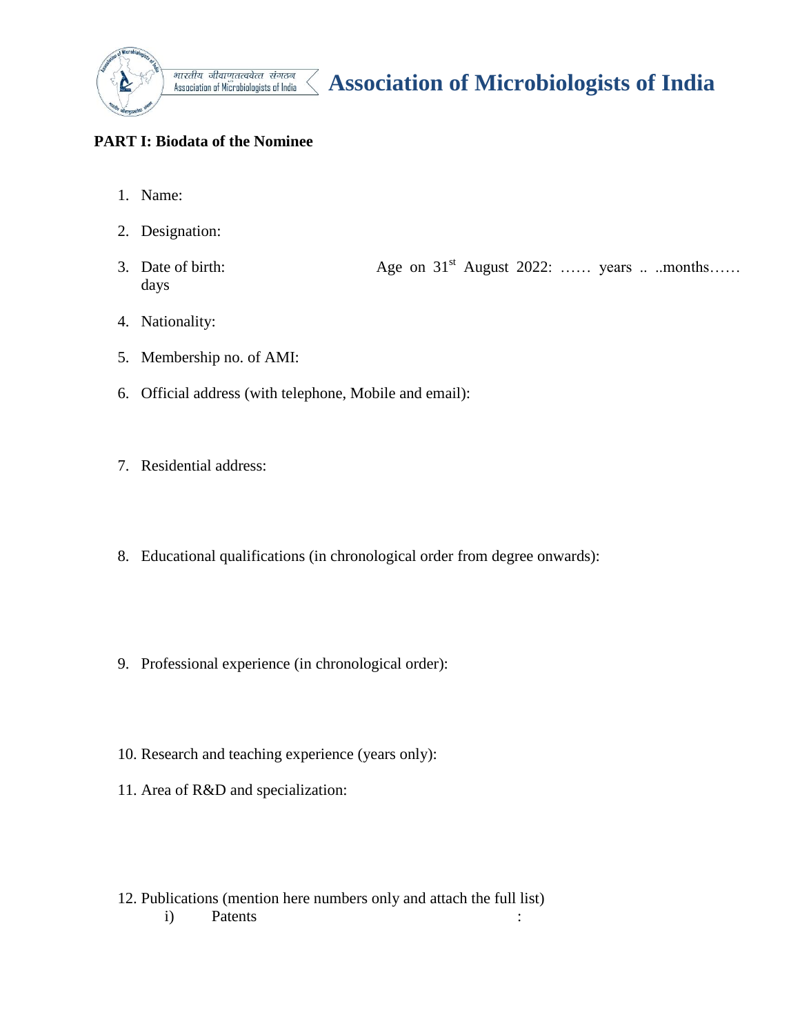भारतीय जीवाणुतत्ववेत्त संगठन
Association of Microbiologists of India

# Association of Microbiologists of India

**PART I: Biodata of the Nominee**

1. Name:
2. Designation:
3. Date of birth: Age on 31st August 2022: …… years .. ..months…… days
4. Nationality:
5. Membership no. of AMI:
6. Official address (with telephone, Mobile and email):
7. Residential address:
8. Educational qualifications (in chronological order from degree onwards):
9. Professional experience (in chronological order):
10. Research and teaching experience (years only):
11. Area of R&D and specialization:
12. Publications (mention here numbers only and attach the full list)
    i) Patents :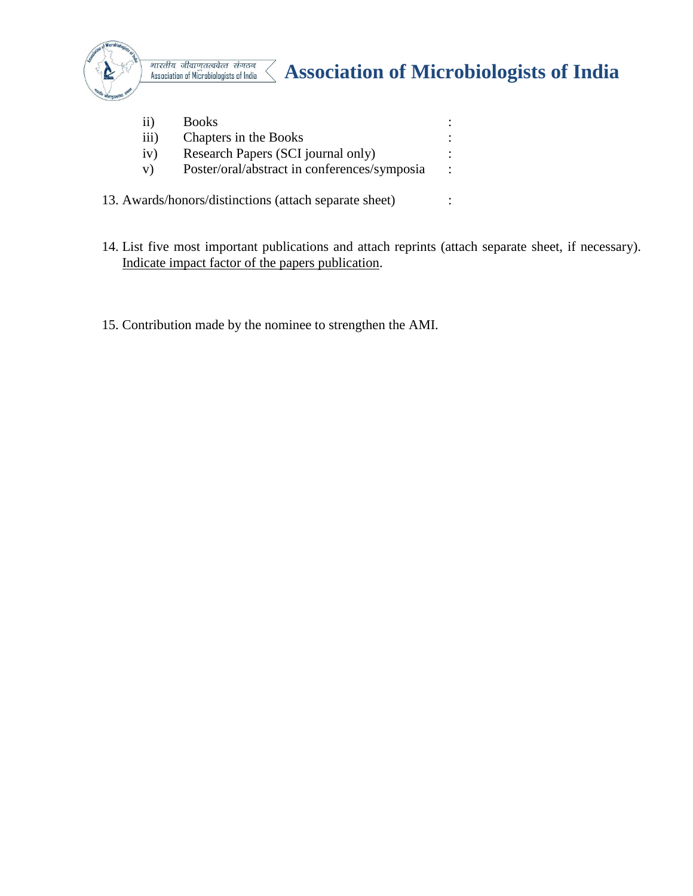ii) Books :
iii) Chapters in the Books :
iv) Research Papers (SCI journal only) :
v) Poster/oral/abstract in conferences/symposia :

13. Awards/honors/distinctions (attach separate sheet) :

14. List five most important publications and attach reprints (attach separate sheet, if necessary). <u>Indicate impact factor of the papers publication</u>.

15. Contribution made by the nominee to strengthen the AMI.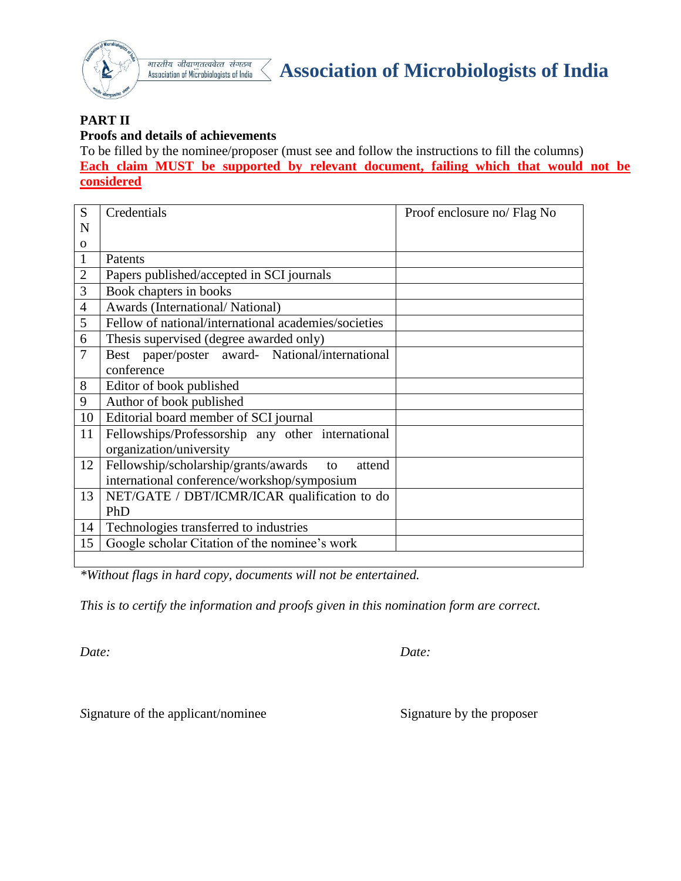# Association of Microbiologists of India

**PART II**

**Proofs and details of achievements**

To be filled by the nominee/proposer (must see and follow the instructions to fill the columns)

**Each claim MUST be supported by relevant document, failing which that would not be considered**

| S No | Credentials | Proof enclosure no/ Flag No |
|---|---|---|
| 1 | Patents | |
| 2 | Papers published/accepted in SCI journals | |
| 3 | Book chapters in books | |
| 4 | Awards (International/ National) | |
| 5 | Fellow of national/international academies/societies | |
| 6 | Thesis supervised (degree awarded only) | |
| 7 | Best paper/poster award- National/international conference | |
| 8 | Editor of book published | |
| 9 | Author of book published | |
| 10 | Editorial board member of SCI journal | |
| 11 | Fellowships/Professorship any other international organization/university | |
| 12 | Fellowship/scholarship/grants/awards to attend international conference/workshop/symposium | |
| 13 | NET/GATE / DBT/ICMR/ICAR qualification to do PhD | |
| 14 | Technologies transferred to industries | |
| 15 | Google scholar Citation of the nominee's work | |
| | | |

*\*Without flags in hard copy, documents will not be entertained.*

*This is to certify the information and proofs given in this nomination form are correct.*

*Date:* *Date:*

Signature of the applicant/nominee Signature by the proposer